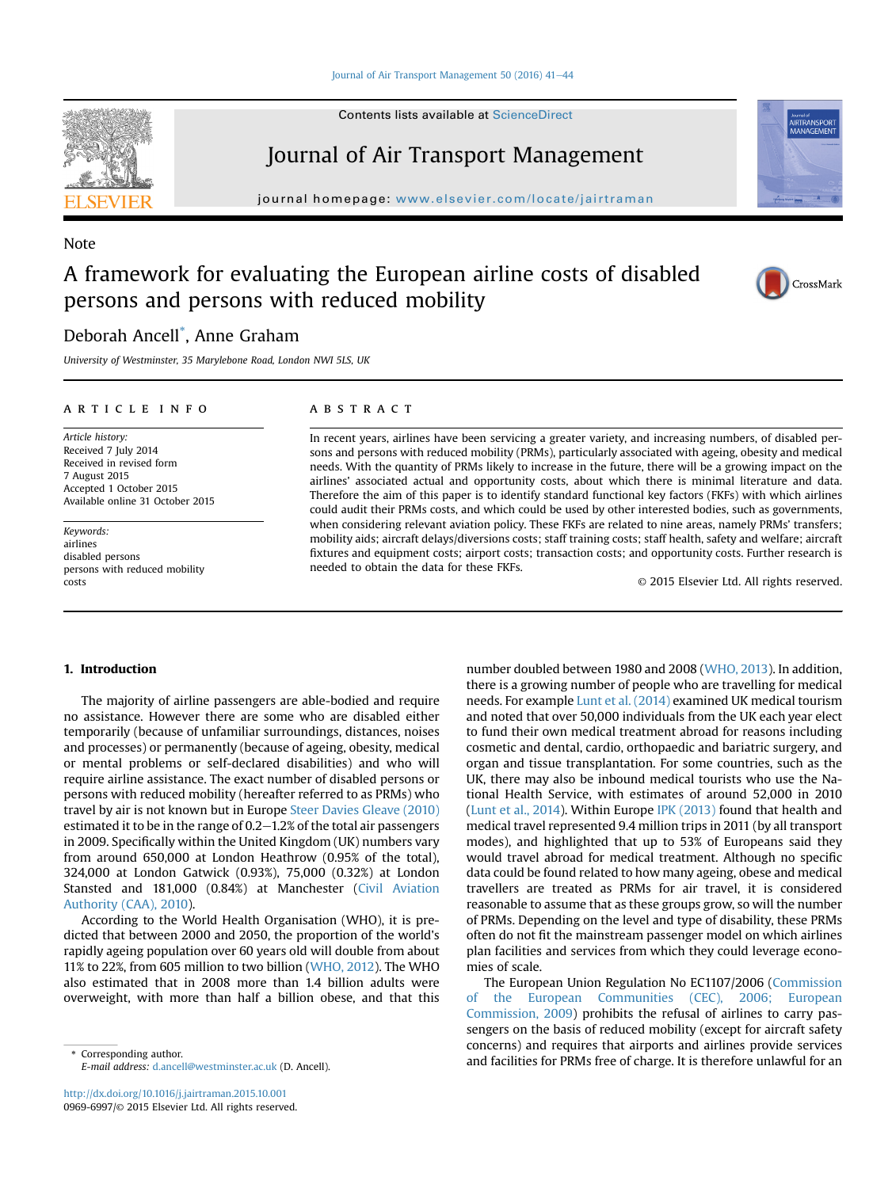Note

# A framework for evaluating the European airline costs of disabled persons and persons with reduced mobility

Deborah Ancell*, Anne Graham

University of Westminster, 35 Marylebone Road, London NWI 5LS, UK

**ARTICLE INFO**

*Article history:*
Received 7 July 2014
Received in revised form
7 August 2015
Accepted 1 October 2015
Available online 31 October 2015

*Keywords:*
airlines
disabled persons
persons with reduced mobility
costs

**ABSTRACT**

In recent years, airlines have been servicing a greater variety, and increasing numbers, of disabled persons and persons with reduced mobility (PRMs), particularly associated with ageing, obesity and medical needs. With the quantity of PRMs likely to increase in the future, there will be a growing impact on the airlines' associated actual and opportunity costs, about which there is minimal literature and data. Therefore the aim of this paper is to identify standard functional key factors (FKFs) with which airlines could audit their PRMs costs, and which could be used by other interested bodies, such as governments, when considering relevant aviation policy. These FKFs are related to nine areas, namely PRMs' transfers; mobility aids; aircraft delays/diversions costs; staff training costs; staff health, safety and welfare; aircraft fixtures and equipment costs; airport costs; transaction costs; and opportunity costs. Further research is needed to obtain the data for these FKFs.

© 2015 Elsevier Ltd. All rights reserved.

## 1. Introduction

The majority of airline passengers are able-bodied and require no assistance. However there are some who are disabled either temporarily (because of unfamiliar surroundings, distances, noises and processes) or permanently (because of ageing, obesity, medical or mental problems or self-declared disabilities) and who will require airline assistance. The exact number of disabled persons or persons with reduced mobility (hereafter referred to as PRMs) who travel by air is not known but in Europe Steer Davies Gleave (2010) estimated it to be in the range of 0.2–1.2% of the total air passengers in 2009. Specifically within the United Kingdom (UK) numbers vary from around 650,000 at London Heathrow (0.95% of the total), 324,000 at London Gatwick (0.93%), 75,000 (0.32%) at London Stansted and 181,000 (0.84%) at Manchester (Civil Aviation Authority (CAA), 2010).

According to the World Health Organisation (WHO), it is predicted that between 2000 and 2050, the proportion of the world's rapidly ageing population over 60 years old will double from about 11% to 22%, from 605 million to two billion (WHO, 2012). The WHO also estimated that in 2008 more than 1.4 billion adults were overweight, with more than half a billion obese, and that this number doubled between 1980 and 2008 (WHO, 2013). In addition, there is a growing number of people who are travelling for medical needs. For example Lunt et al. (2014) examined UK medical tourism and noted that over 50,000 individuals from the UK each year elect to fund their own medical treatment abroad for reasons including cosmetic and dental, cardio, orthopaedic and bariatric surgery, and organ and tissue transplantation. For some countries, such as the UK, there may also be inbound medical tourists who use the National Health Service, with estimates of around 52,000 in 2010 (Lunt et al., 2014). Within Europe IPK (2013) found that health and medical travel represented 9.4 million trips in 2011 (by all transport modes), and highlighted that up to 53% of Europeans said they would travel abroad for medical treatment. Although no specific data could be found related to how many ageing, obese and medical travellers are treated as PRMs for air travel, it is considered reasonable to assume that as these groups grow, so will the number of PRMs. Depending on the level and type of disability, these PRMs often do not fit the mainstream passenger model on which airlines plan facilities and services from which they could leverage economies of scale.

The European Union Regulation No EC1107/2006 (Commission of the European Communities (CEC), 2006; European Commission, 2009) prohibits the refusal of airlines to carry passengers on the basis of reduced mobility (except for aircraft safety concerns) and requires that airports and airlines provide services and facilities for PRMs free of charge. It is therefore unlawful for an

* Corresponding author.
*E-mail address:* d.ancell@westminster.ac.uk (D. Ancell).

http://dx.doi.org/10.1016/j.jairtraman.2015.10.001
0969-6997/© 2015 Elsevier Ltd. All rights reserved.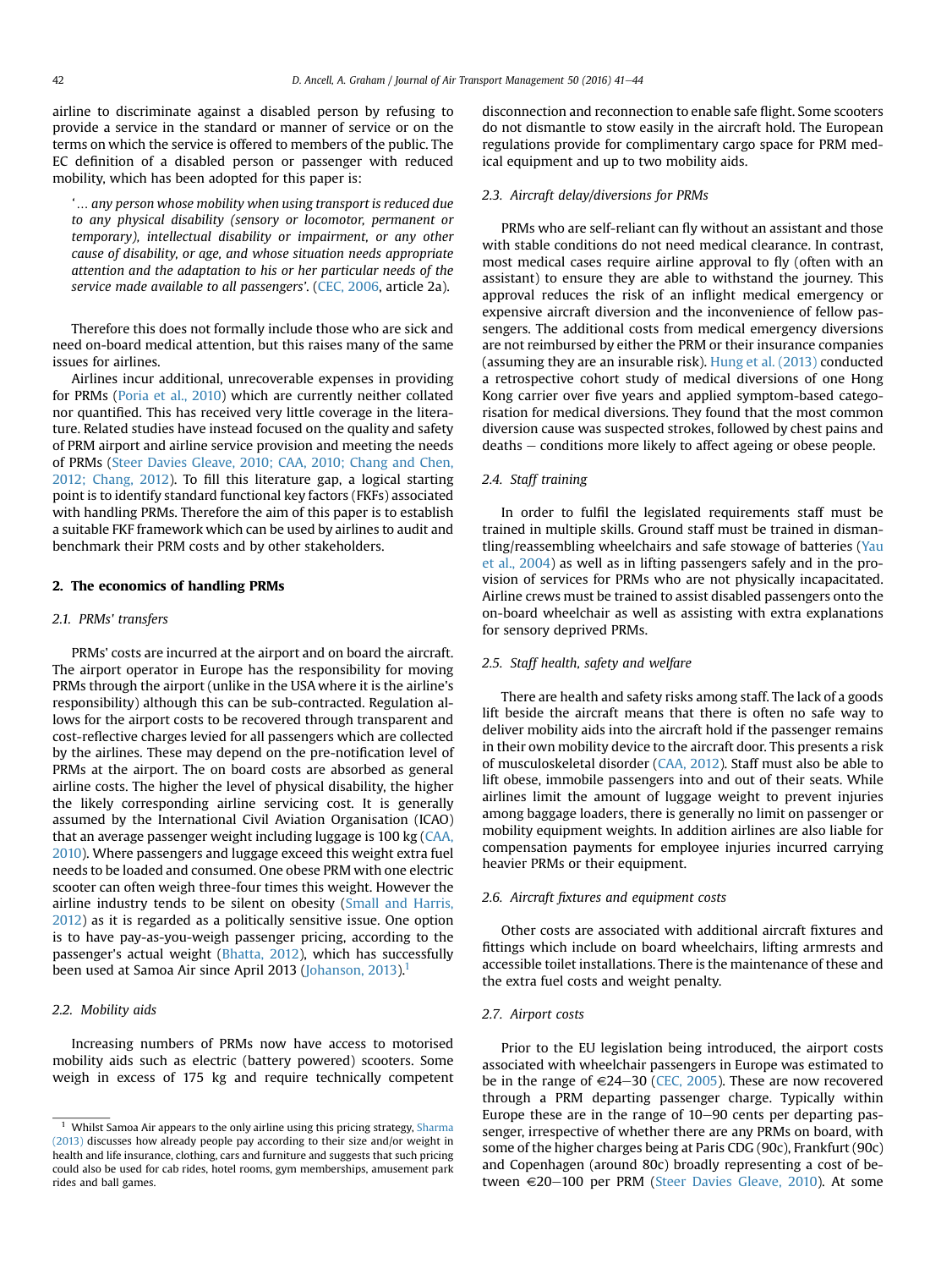airline to discriminate against a disabled person by refusing to provide a service in the standard or manner of service or on the terms on which the service is offered to members of the public. The EC definition of a disabled person or passenger with reduced mobility, which has been adopted for this paper is:

> '… *any person whose mobility when using transport is reduced due to any physical disability (sensory or locomotor, permanent or temporary), intellectual disability or impairment, or any other cause of disability, or age, and whose situation needs appropriate attention and the adaptation to his or her particular needs of the service made available to all passengers*'. (CEC, 2006, article 2a).

Therefore this does not formally include those who are sick and need on-board medical attention, but this raises many of the same issues for airlines.

Airlines incur additional, unrecoverable expenses in providing for PRMs (Poria et al., 2010) which are currently neither collated nor quantified. This has received very little coverage in the literature. Related studies have instead focused on the quality and safety of PRM airport and airline service provision and meeting the needs of PRMs (Steer Davies Gleave, 2010; CAA, 2010; Chang and Chen, 2012; Chang, 2012). To fill this literature gap, a logical starting point is to identify standard functional key factors (FKFs) associated with handling PRMs. Therefore the aim of this paper is to establish a suitable FKF framework which can be used by airlines to audit and benchmark their PRM costs and by other stakeholders.

## 2. The economics of handling PRMs

### 2.1. PRMs' transfers

PRMs' costs are incurred at the airport and on board the aircraft. The airport operator in Europe has the responsibility for moving PRMs through the airport (unlike in the USA where it is the airline's responsibility) although this can be sub-contracted. Regulation allows for the airport costs to be recovered through transparent and cost-reflective charges levied for all passengers which are collected by the airlines. These may depend on the pre-notification level of PRMs at the airport. The on board costs are absorbed as general airline costs. The higher the level of physical disability, the higher the likely corresponding airline servicing cost. It is generally assumed by the International Civil Aviation Organisation (ICAO) that an average passenger weight including luggage is 100 kg (CAA, 2010). Where passengers and luggage exceed this weight extra fuel needs to be loaded and consumed. One obese PRM with one electric scooter can often weigh three-four times this weight. However the airline industry tends to be silent on obesity (Small and Harris, 2012) as it is regarded as a politically sensitive issue. One option is to have pay-as-you-weigh passenger pricing, according to the passenger's actual weight (Bhatta, 2012), which has successfully been used at Samoa Air since April 2013 (Johanson, 2013).[1]

### 2.2. Mobility aids

Increasing numbers of PRMs now have access to motorised mobility aids such as electric (battery powered) scooters. Some weigh in excess of 175 kg and require technically competent disconnection and reconnection to enable safe flight. Some scooters do not dismantle to stow easily in the aircraft hold. The European regulations provide for complimentary cargo space for PRM medical equipment and up to two mobility aids.

### 2.3. Aircraft delay/diversions for PRMs

PRMs who are self-reliant can fly without an assistant and those with stable conditions do not need medical clearance. In contrast, most medical cases require airline approval to fly (often with an assistant) to ensure they are able to withstand the journey. This approval reduces the risk of an inflight medical emergency or expensive aircraft diversion and the inconvenience of fellow passengers. The additional costs from medical emergency diversions are not reimbursed by either the PRM or their insurance companies (assuming they are an insurable risk). Hung et al. (2013) conducted a retrospective cohort study of medical diversions of one Hong Kong carrier over five years and applied symptom-based categorisation for medical diversions. They found that the most common diversion cause was suspected strokes, followed by chest pains and deaths – conditions more likely to affect ageing or obese people.

### 2.4. Staff training

In order to fulfil the legislated requirements staff must be trained in multiple skills. Ground staff must be trained in dismantling/reassembling wheelchairs and safe stowage of batteries (Yau et al., 2004) as well as in lifting passengers safely and in the provision of services for PRMs who are not physically incapacitated. Airline crews must be trained to assist disabled passengers onto the on-board wheelchair as well as assisting with extra explanations for sensory deprived PRMs.

### 2.5. Staff health, safety and welfare

There are health and safety risks among staff. The lack of a goods lift beside the aircraft means that there is often no safe way to deliver mobility aids into the aircraft hold if the passenger remains in their own mobility device to the aircraft door. This presents a risk of musculoskeletal disorder (CAA, 2012). Staff must also be able to lift obese, immobile passengers into and out of their seats. While airlines limit the amount of luggage weight to prevent injuries among baggage loaders, there is generally no limit on passenger or mobility equipment weights. In addition airlines are also liable for compensation payments for employee injuries incurred carrying heavier PRMs or their equipment.

### 2.6. Aircraft fixtures and equipment costs

Other costs are associated with additional aircraft fixtures and fittings which include on board wheelchairs, lifting armrests and accessible toilet installations. There is the maintenance of these and the extra fuel costs and weight penalty.

### 2.7. Airport costs

Prior to the EU legislation being introduced, the airport costs associated with wheelchair passengers in Europe was estimated to be in the range of €24–30 (CEC, 2005). These are now recovered through a PRM departing passenger charge. Typically within Europe these are in the range of 10–90 cents per departing passenger, irrespective of whether there are any PRMs on board, with some of the higher charges being at Paris CDG (90c), Frankfurt (90c) and Copenhagen (around 80c) broadly representing a cost of between €20–100 per PRM (Steer Davies Gleave, 2010). At some

[1] Whilst Samoa Air appears to the only airline using this pricing strategy, Sharma (2013) discusses how already people pay according to their size and/or weight in health and life insurance, clothing, cars and furniture and suggests that such pricing could also be used for cab rides, hotel rooms, gym memberships, amusement park rides and ball games.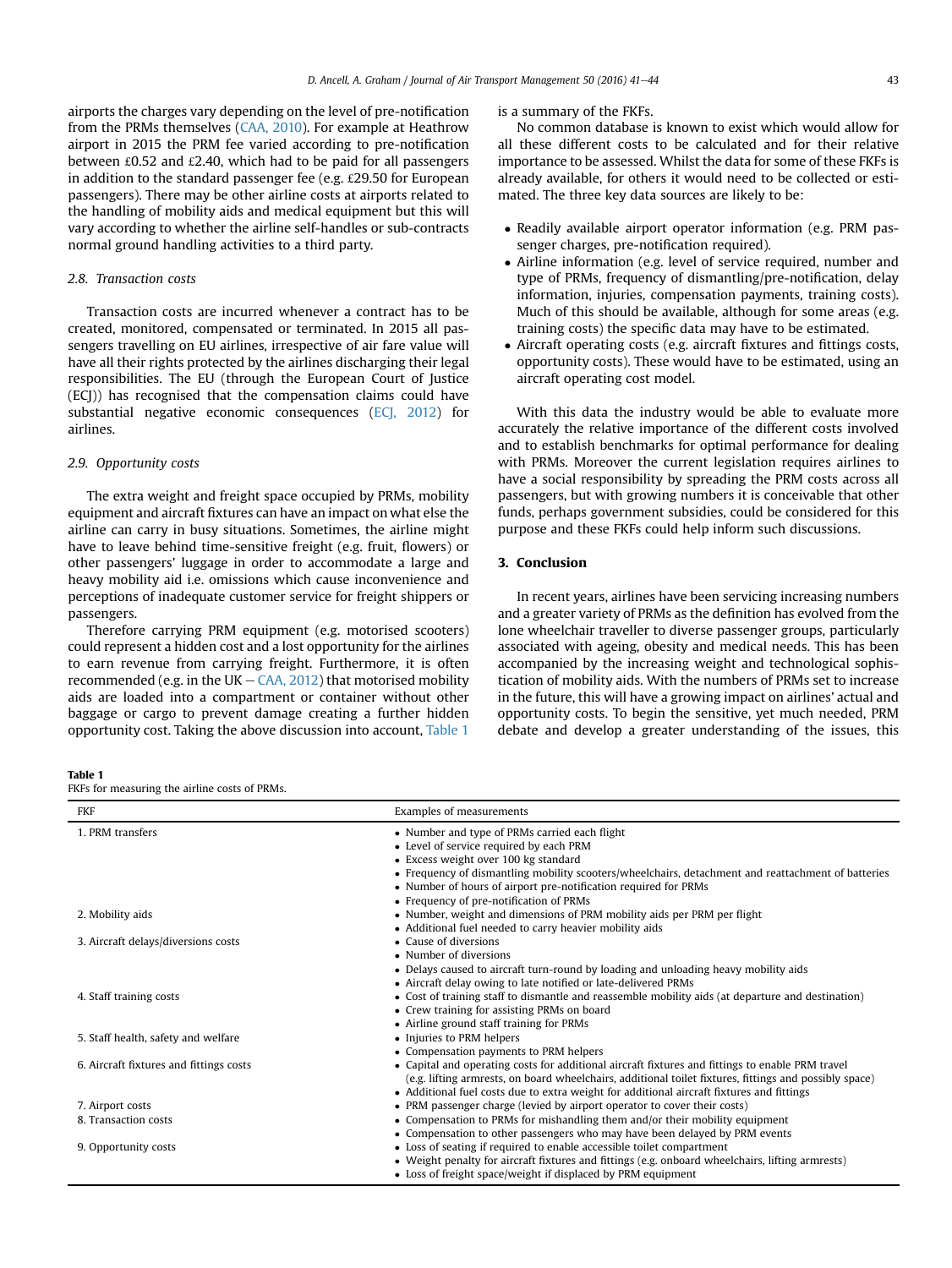airports the charges vary depending on the level of pre-notification from the PRMs themselves (CAA, 2010). For example at Heathrow airport in 2015 the PRM fee varied according to pre-notification between £0.52 and £2.40, which had to be paid for all passengers in addition to the standard passenger fee (e.g. £29.50 for European passengers). There may be other airline costs at airports related to the handling of mobility aids and medical equipment but this will vary according to whether the airline self-handles or sub-contracts normal ground handling activities to a third party.

### 2.8. Transaction costs

Transaction costs are incurred whenever a contract has to be created, monitored, compensated or terminated. In 2015 all passengers travelling on EU airlines, irrespective of air fare value will have all their rights protected by the airlines discharging their legal responsibilities. The EU (through the European Court of Justice (ECJ)) has recognised that the compensation claims could have substantial negative economic consequences (ECJ, 2012) for airlines.

### 2.9. Opportunity costs

The extra weight and freight space occupied by PRMs, mobility equipment and aircraft fixtures can have an impact on what else the airline can carry in busy situations. Sometimes, the airline might have to leave behind time-sensitive freight (e.g. fruit, flowers) or other passengers' luggage in order to accommodate a large and heavy mobility aid i.e. omissions which cause inconvenience and perceptions of inadequate customer service for freight shippers or passengers.

Therefore carrying PRM equipment (e.g. motorised scooters) could represent a hidden cost and a lost opportunity for the airlines to earn revenue from carrying freight. Furthermore, it is often recommended (e.g. in the UK – CAA, 2012) that motorised mobility aids are loaded into a compartment or container without other baggage or cargo to prevent damage creating a further hidden opportunity cost. Taking the above discussion into account, Table 1 is a summary of the FKFs.

No common database is known to exist which would allow for all these different costs to be calculated and for their relative importance to be assessed. Whilst the data for some of these FKFs is already available, for others it would need to be collected or estimated. The three key data sources are likely to be:

- Readily available airport operator information (e.g. PRM passenger charges, pre-notification required).
- Airline information (e.g. level of service required, number and type of PRMs, frequency of dismantling/pre-notification, delay information, injuries, compensation payments, training costs). Much of this should be available, although for some areas (e.g. training costs) the specific data may have to be estimated.
- Aircraft operating costs (e.g. aircraft fixtures and fittings costs, opportunity costs). These would have to be estimated, using an aircraft operating cost model.

With this data the industry would be able to evaluate more accurately the relative importance of the different costs involved and to establish benchmarks for optimal performance for dealing with PRMs. Moreover the current legislation requires airlines to have a social responsibility by spreading the PRM costs across all passengers, but with growing numbers it is conceivable that other funds, perhaps government subsidies, could be considered for this purpose and these FKFs could help inform such discussions.

## 3. Conclusion

In recent years, airlines have been servicing increasing numbers and a greater variety of PRMs as the definition has evolved from the lone wheelchair traveller to diverse passenger groups, particularly associated with ageing, obesity and medical needs. This has been accompanied by the increasing weight and technological sophistication of mobility aids. With the numbers of PRMs set to increase in the future, this will have a growing impact on airlines' actual and opportunity costs. To begin the sensitive, yet much needed, PRM debate and develop a greater understanding of the issues, this

**Table 1**
FKFs for measuring the airline costs of PRMs.

| FKF | Examples of measurements |
|---|---|
| 1. PRM transfers | • Number and type of PRMs carried each flight<br>• Level of service required by each PRM<br>• Excess weight over 100 kg standard<br>• Frequency of dismantling mobility scooters/wheelchairs, detachment and reattachment of batteries<br>• Number of hours of airport pre-notification required for PRMs<br>• Frequency of pre-notification of PRMs |
| 2. Mobility aids | • Number, weight and dimensions of PRM mobility aids per PRM per flight<br>• Additional fuel needed to carry heavier mobility aids |
| 3. Aircraft delays/diversions costs | • Cause of diversions<br>• Number of diversions<br>• Delays caused to aircraft turn-round by loading and unloading heavy mobility aids<br>• Aircraft delay owing to late notified or late-delivered PRMs |
| 4. Staff training costs | • Cost of training staff to dismantle and reassemble mobility aids (at departure and destination)<br>• Crew training for assisting PRMs on board<br>• Airline ground staff training for PRMs |
| 5. Staff health, safety and welfare | • Injuries to PRM helpers<br>• Compensation payments to PRM helpers |
| 6. Aircraft fixtures and fittings costs | • Capital and operating costs for additional aircraft fixtures and fittings to enable PRM travel (e.g. lifting armrests, on board wheelchairs, additional toilet fixtures, fittings and possibly space)<br>• Additional fuel costs due to extra weight for additional aircraft fixtures and fittings |
| 7. Airport costs | • PRM passenger charge (levied by airport operator to cover their costs) |
| 8. Transaction costs | • Compensation to PRMs for mishandling them and/or their mobility equipment<br>• Compensation to other passengers who may have been delayed by PRM events |
| 9. Opportunity costs | • Loss of seating if required to enable accessible toilet compartment<br>• Weight penalty for aircraft fixtures and fittings (e.g. onboard wheelchairs, lifting armrests)<br>• Loss of freight space/weight if displaced by PRM equipment |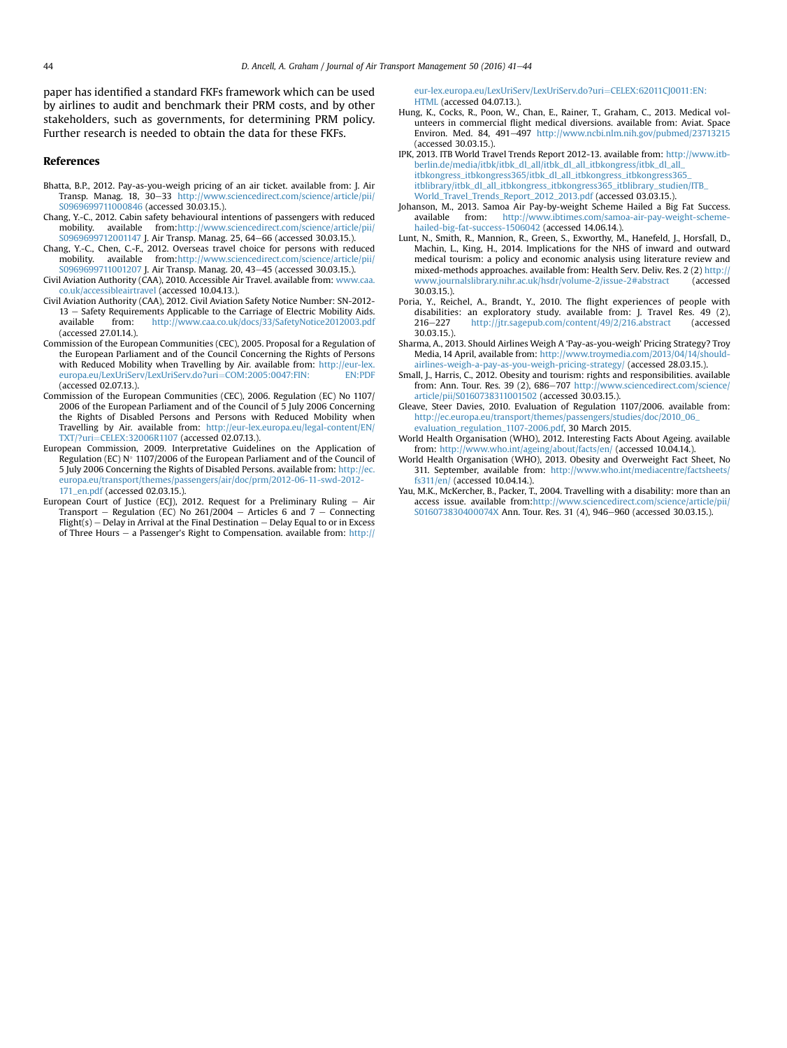paper has identified a standard FKFs framework which can be used by airlines to audit and benchmark their PRM costs, and by other stakeholders, such as governments, for determining PRM policy. Further research is needed to obtain the data for these FKFs.

## References

Bhatta, B.P., 2012. Pay-as-you-weigh pricing of an air ticket. available from: J. Air Transp. Manag. 18, 30–33 http://www.sciencedirect.com/science/article/pii/S0969699711000846 (accessed 30.03.15.).

Chang, Y.-C., 2012. Cabin safety behavioural intentions of passengers with reduced mobility. available from:http://www.sciencedirect.com/science/article/pii/S0969699712001147 J. Air Transp. Manag. 25, 64–66 (accessed 30.03.15.).

Chang, Y.-C., Chen, C.-F., 2012. Overseas travel choice for persons with reduced mobility. available from:http://www.sciencedirect.com/science/article/pii/S0969699711001207 J. Air Transp. Manag. 20, 43–45 (accessed 30.03.15.).

Civil Aviation Authority (CAA), 2010. Accessible Air Travel. available from: www.caa.co.uk/accessibleairtravel (accessed 10.04.13.).

Civil Aviation Authority (CAA), 2012. Civil Aviation Safety Notice Number: SN-2012-13 – Safety Requirements Applicable to the Carriage of Electric Mobility Aids. available from: http://www.caa.co.uk/docs/33/SafetyNotice2012003.pdf (accessed 27.01.14.).

Commission of the European Communities (CEC), 2005. Proposal for a Regulation of the European Parliament and of the Council Concerning the Rights of Persons with Reduced Mobility when Travelling by Air. available from: http://eur-lex.europa.eu/LexUriServ/LexUriServ.do?uri=COM:2005:0047:FIN: EN:PDF (accessed 02.07.13.).

Commission of the European Communities (CEC), 2006. Regulation (EC) No 1107/2006 of the European Parliament and of the Council of 5 July 2006 Concerning the Rights of Disabled Persons and Persons with Reduced Mobility when Travelling by Air. available from: http://eur-lex.europa.eu/legal-content/EN/TXT/?uri=CELEX:32006R1107 (accessed 02.07.13.).

European Commission, 2009. Interpretative Guidelines on the Application of Regulation (EC) N° 1107/2006 of the European Parliament and of the Council of 5 July 2006 Concerning the Rights of Disabled Persons. available from: http://ec.europa.eu/transport/themes/passengers/air/doc/prm/2012-06-11-swd-2012-171_en.pdf (accessed 02.03.15.).

European Court of Justice (ECJ), 2012. Request for a Preliminary Ruling – Air Transport – Regulation (EC) No 261/2004 – Articles 6 and 7 – Connecting Flight(s) – Delay in Arrival at the Final Destination – Delay Equal to or in Excess of Three Hours – a Passenger's Right to Compensation. available from: http://eur-lex.europa.eu/LexUriServ/LexUriServ.do?uri=CELEX:62011CJ0011:EN:HTML (accessed 04.07.13.).

Hung, K., Cocks, R., Poon, W., Chan, E., Rainer, T., Graham, C., 2013. Medical volunteers in commercial flight medical diversions. available from: Aviat. Space Environ. Med. 84, 491–497 http://www.ncbi.nlm.nih.gov/pubmed/23713215 (accessed 30.03.15.).

IPK, 2013. ITB World Travel Trends Report 2012-13. available from: http://www.itb-berlin.de/media/itbk/itbk_dl_all/itbk_dl_all_itbkongress/itbk_dl_all_itbkongress_itbkongress365/itbk_dl_all_itbkongress_itbkongress365_itblibrary/itbk_dl_all_itbkongress_itbkongress365_itblibrary_studien/ITB_World_Travel_Trends_Report_2012_2013.pdf (accessed 03.03.15.).

Johanson, M., 2013. Samoa Air Pay-by-weight Scheme Hailed a Big Fat Success. available from: http://www.ibtimes.com/samoa-air-pay-weight-scheme-hailed-big-fat-success-1506042 (accessed 14.06.14.).

Lunt, N., Smith, R., Mannion, R., Green, S., Exworthy, M., Hanefeld, J., Horsfall, D., Machin, L., King, H., 2014. Implications for the NHS of inward and outward medical tourism: a policy and economic analysis using literature review and mixed-methods approaches. available from: Health Serv. Deliv. Res. 2 (2) http://www.journalslibrary.nihr.ac.uk/hsdr/volume-2/issue-2#abstract (accessed 30.03.15.).

Poria, Y., Reichel, A., Brandt, Y., 2010. The flight experiences of people with disabilities: an exploratory study. available from: J. Travel Res. 49 (2), 216–227 http://jtr.sagepub.com/content/49/2/216.abstract (accessed 30.03.15.).

Sharma, A., 2013. Should Airlines Weigh A 'Pay-as-you-weigh' Pricing Strategy? Troy Media, 14 April, available from: http://www.troymedia.com/2013/04/14/should-airlines-weigh-a-pay-as-you-weigh-pricing-strategy/ (accessed 28.03.15.).

Small, J., Harris, C., 2012. Obesity and tourism: rights and responsibilities. available from: Ann. Tour. Res. 39 (2), 686–707 http://www.sciencedirect.com/science/article/pii/S0160738311001502 (accessed 30.03.15.).

Gleave, Steer Davies, 2010. Evaluation of Regulation 1107/2006. available from: http://ec.europa.eu/transport/themes/passengers/studies/doc/2010_06_evaluation_regulation_1107-2006.pdf, 30 March 2015.

World Health Organisation (WHO), 2012. Interesting Facts About Ageing. available from: http://www.who.int/ageing/about/facts/en/ (accessed 10.04.14.).

World Health Organisation (WHO), 2013. Obesity and Overweight Fact Sheet, No 311. September, available from: http://www.who.int/mediacentre/factsheets/fs311/en/ (accessed 10.04.14.).

Yau, M.K., McKercher, B., Packer, T., 2004. Travelling with a disability: more than an access issue. available from:http://www.sciencedirect.com/science/article/pii/S016073830400074X Ann. Tour. Res. 31 (4), 946–960 (accessed 30.03.15.).